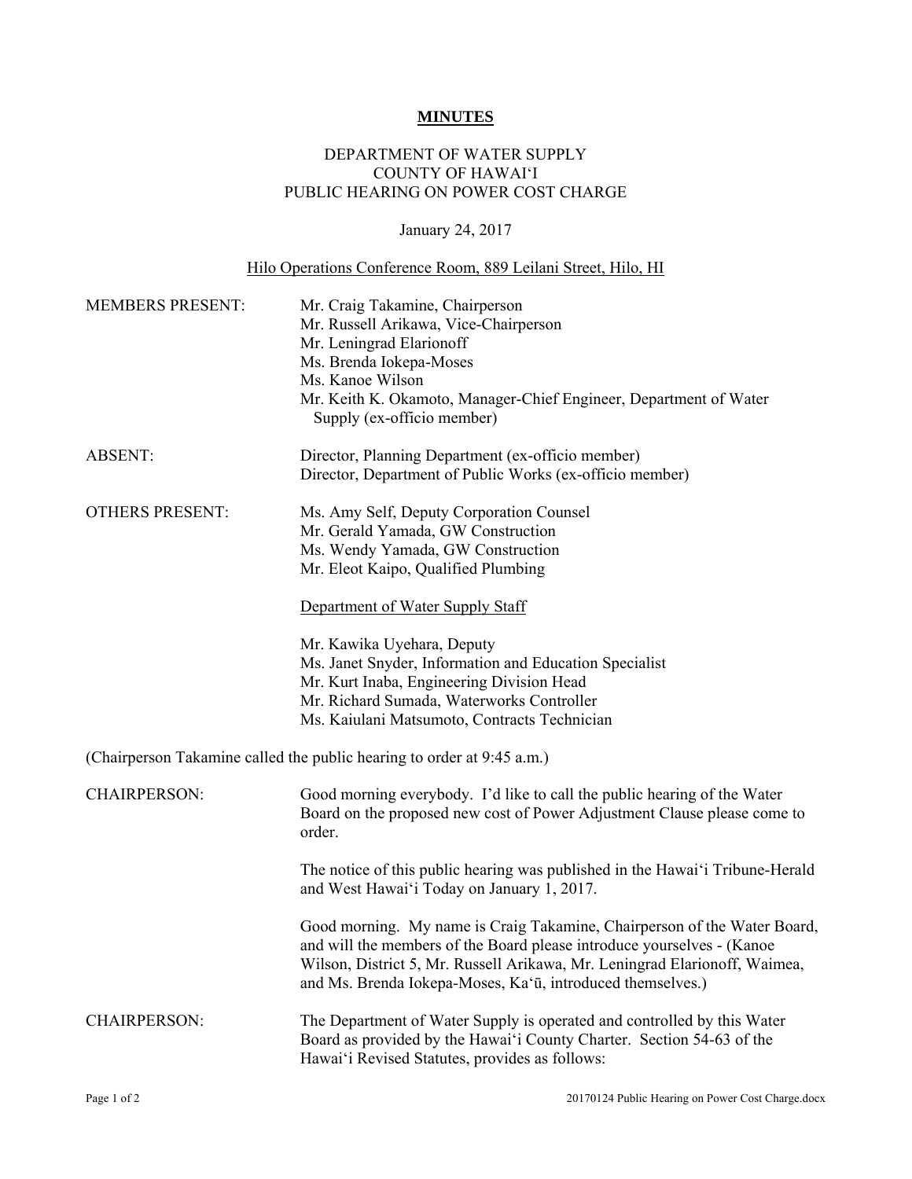# MINUTES

DEPARTMENT OF WATER SUPPLY
COUNTY OF HAWAIʻI
PUBLIC HEARING ON POWER COST CHARGE

January 24, 2017

Hilo Operations Conference Room, 889 Leilani Street, Hilo, HI

**MEMBERS PRESENT:**
Mr. Craig Takamine, Chairperson
Mr. Russell Arikawa, Vice-Chairperson
Mr. Leningrad Elarionoff
Ms. Brenda Iokepa-Moses
Ms. Kanoe Wilson
Mr. Keith K. Okamoto, Manager-Chief Engineer, Department of Water Supply (ex-officio member)

**ABSENT:**
Director, Planning Department (ex-officio member)
Director, Department of Public Works (ex-officio member)

**OTHERS PRESENT:**
Ms. Amy Self, Deputy Corporation Counsel
Mr. Gerald Yamada, GW Construction
Ms. Wendy Yamada, GW Construction
Mr. Eleot Kaipo, Qualified Plumbing

Department of Water Supply Staff

Mr. Kawika Uyehara, Deputy
Ms. Janet Snyder, Information and Education Specialist
Mr. Kurt Inaba, Engineering Division Head
Mr. Richard Sumada, Waterworks Controller
Ms. Kaiulani Matsumoto, Contracts Technician

(Chairperson Takamine called the public hearing to order at 9:45 a.m.)

CHAIRPERSON: Good morning everybody. I'd like to call the public hearing of the Water Board on the proposed new cost of Power Adjustment Clause please come to order.

The notice of this public hearing was published in the Hawaiʻi Tribune-Herald and West Hawaiʻi Today on January 1, 2017.

Good morning. My name is Craig Takamine, Chairperson of the Water Board, and will the members of the Board please introduce yourselves - (Kanoe Wilson, District 5, Mr. Russell Arikawa, Mr. Leningrad Elarionoff, Waimea, and Ms. Brenda Iokepa-Moses, Kaʻū, introduced themselves.)

CHAIRPERSON: The Department of Water Supply is operated and controlled by this Water Board as provided by the Hawaiʻi County Charter. Section 54-63 of the Hawaiʻi Revised Statutes, provides as follows: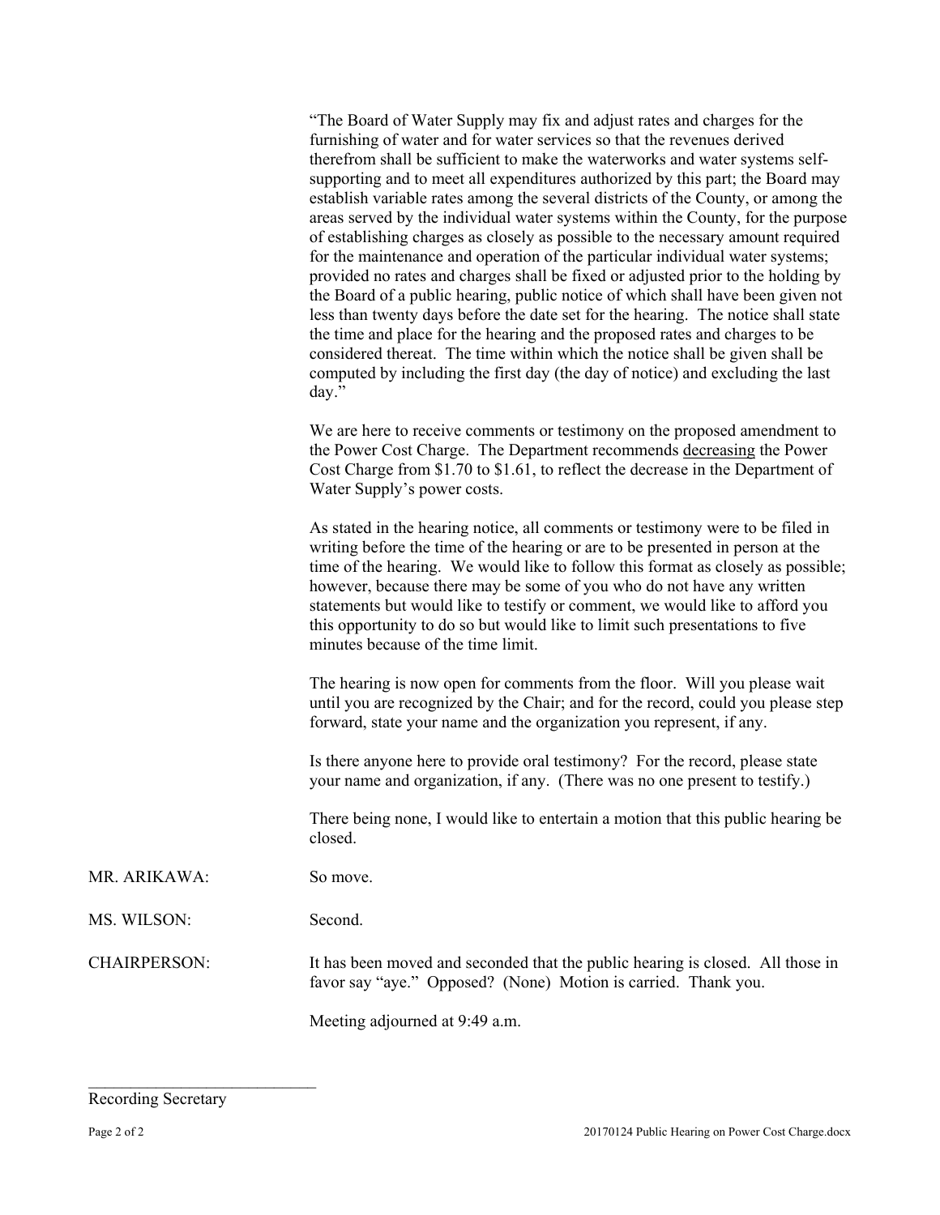"The Board of Water Supply may fix and adjust rates and charges for the furnishing of water and for water services so that the revenues derived therefrom shall be sufficient to make the waterworks and water systems self-supporting and to meet all expenditures authorized by this part; the Board may establish variable rates among the several districts of the County, or among the areas served by the individual water systems within the County, for the purpose of establishing charges as closely as possible to the necessary amount required for the maintenance and operation of the particular individual water systems; provided no rates and charges shall be fixed or adjusted prior to the holding by the Board of a public hearing, public notice of which shall have been given not less than twenty days before the date set for the hearing. The notice shall state the time and place for the hearing and the proposed rates and charges to be considered thereat. The time within which the notice shall be given shall be computed by including the first day (the day of notice) and excluding the last day."

We are here to receive comments or testimony on the proposed amendment to the Power Cost Charge. The Department recommends <u>decreasing</u> the Power Cost Charge from $1.70 to $1.61, to reflect the decrease in the Department of Water Supply's power costs.

As stated in the hearing notice, all comments or testimony were to be filed in writing before the time of the hearing or are to be presented in person at the time of the hearing. We would like to follow this format as closely as possible; however, because there may be some of you who do not have any written statements but would like to testify or comment, we would like to afford you this opportunity to do so but would like to limit such presentations to five minutes because of the time limit.

The hearing is now open for comments from the floor. Will you please wait until you are recognized by the Chair; and for the record, could you please step forward, state your name and the organization you represent, if any.

Is there anyone here to provide oral testimony? For the record, please state your name and organization, if any. (There was no one present to testify.)

There being none, I would like to entertain a motion that this public hearing be closed.

MR. ARIKAWA: So move.

MS. WILSON: Second.

CHAIRPERSON: It has been moved and seconded that the public hearing is closed. All those in favor say "aye." Opposed? (None) Motion is carried. Thank you.

Meeting adjourned at 9:49 a.m.

\_\_\_\_\_\_\_\_\_\_\_\_\_\_\_\_\_\_\_\_\_\_\_\_\_\_\_\_

Recording Secretary